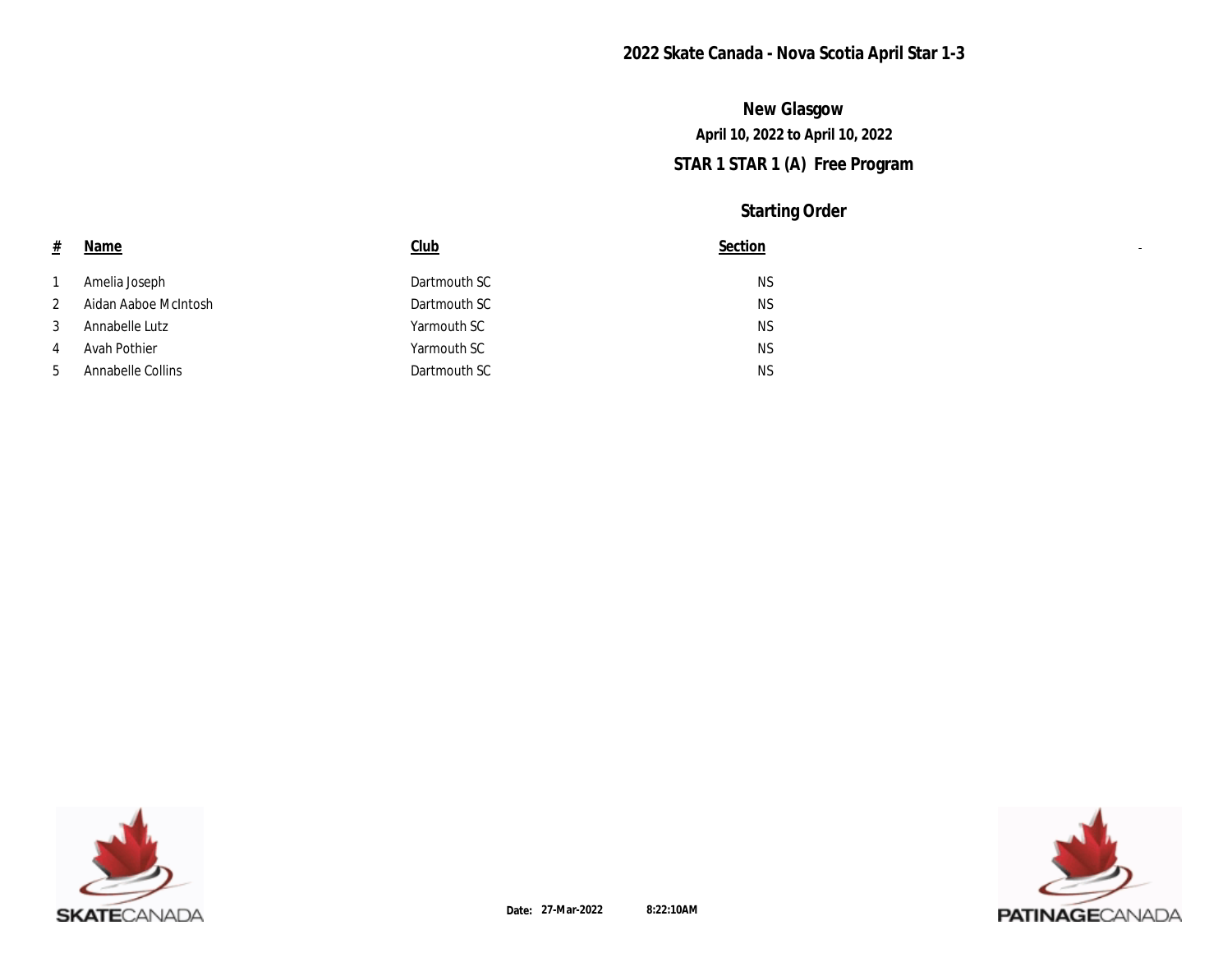# 2022 Skate Canada - Nova Scotia April Star 1-3

## New Glasgow

**April 10, 2022 to April 10, 2022**

## STAR 1 STAR 1 (A) Free Program

### Starting Order

| # | Name | Club | Section |
|---|---|---|---|
| 1 | Amelia Joseph | Dartmouth SC | NS |
| 2 | Aidan Aaboe McIntosh | Dartmouth SC | NS |
| 3 | Annabelle Lutz | Yarmouth SC | NS |
| 4 | Avah Pothier | Yarmouth SC | NS |
| 5 | Annabelle Collins | Dartmouth SC | NS |

**Date:** 27-Mar-2022 8:22:10AM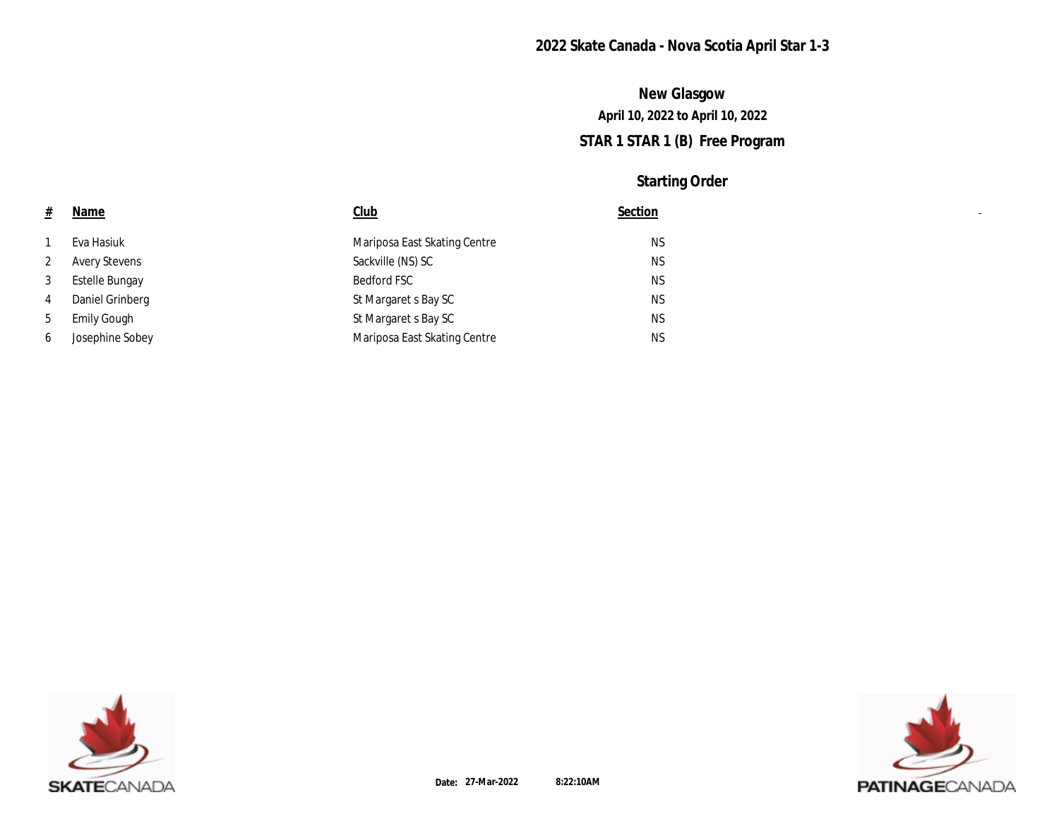# 2022 Skate Canada - Nova Scotia April Star 1-3

## New Glasgow

**April 10, 2022 to April 10, 2022**

## STAR 1 STAR 1 (B) Free Program

### Starting Order

| # | Name | Club | Section |
|---|---|---|---|
| 1 | Eva Hasiuk | Mariposa East Skating Centre | NS |
| 2 | Avery Stevens | Sackville (NS) SC | NS |
| 3 | Estelle Bungay | Bedford FSC | NS |
| 4 | Daniel Grinberg | St Margaret s Bay SC | NS |
| 5 | Emily Gough | St Margaret s Bay SC | NS |
| 6 | Josephine Sobey | Mariposa East Skating Centre | NS |

**Date:** 27-Mar-2022 8:22:10AM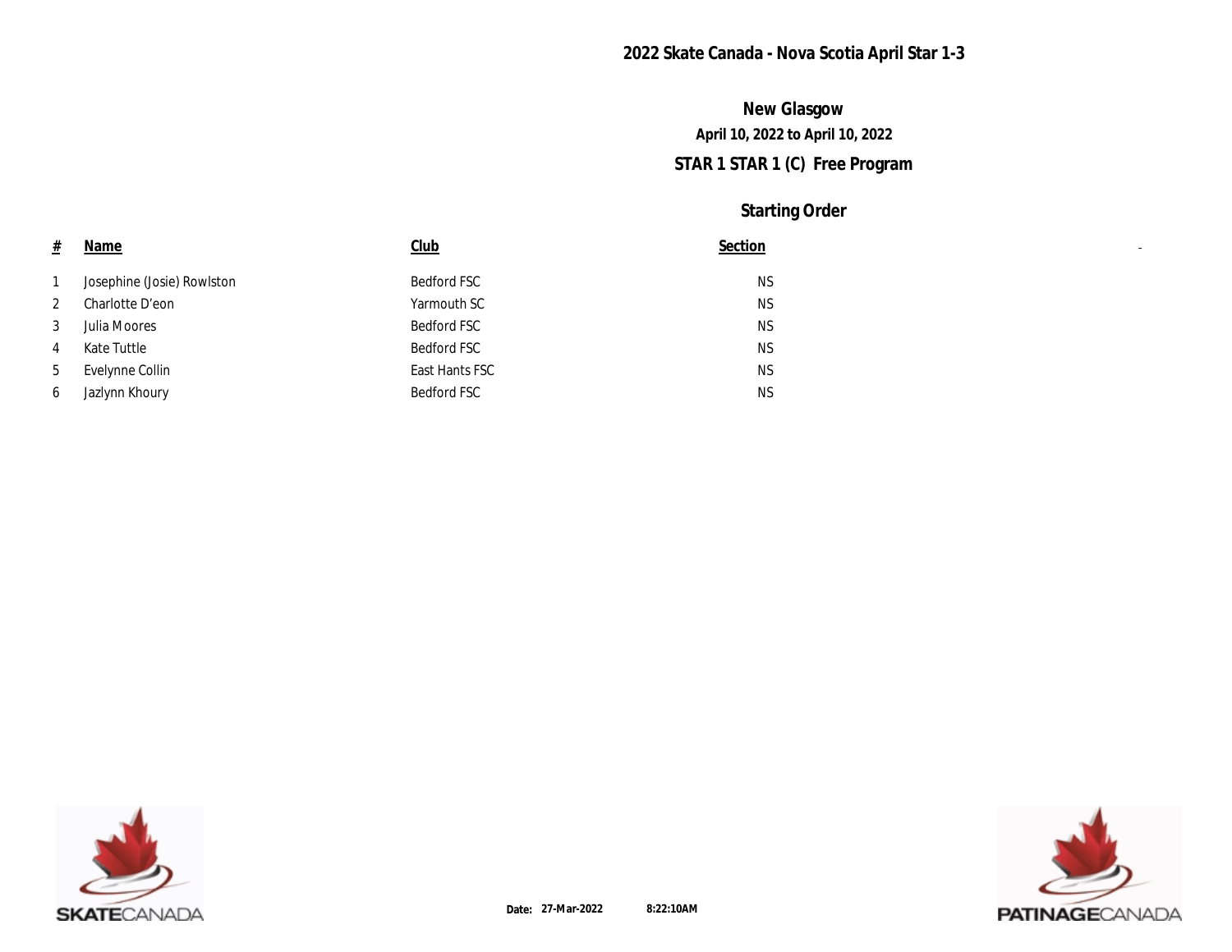# 2022 Skate Canada - Nova Scotia April Star 1-3

## New Glasgow

**April 10, 2022 to April 10, 2022**

## STAR 1 STAR 1 (C) Free Program

### Starting Order

| # | Name | Club | Section |
|---|---|---|---|
| 1 | Josephine (Josie) Rowlston | Bedford FSC | NS |
| 2 | Charlotte D'eon | Yarmouth SC | NS |
| 3 | Julia Moores | Bedford FSC | NS |
| 4 | Kate Tuttle | Bedford FSC | NS |
| 5 | Evelynne Collin | East Hants FSC | NS |
| 6 | Jazlynn Khoury | Bedford FSC | NS |

SKATECANADA

**Date:** 27-Mar-2022 8:22:10AM

PATINAGECANADA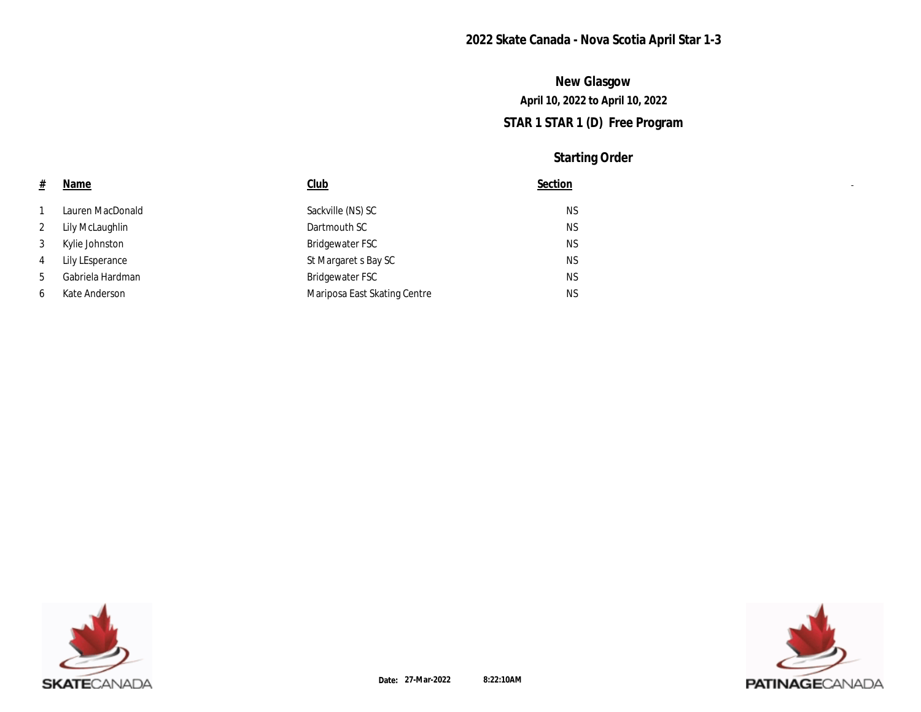# 2022 Skate Canada - Nova Scotia April Star 1-3

## New Glasgow

**April 10, 2022 to April 10, 2022**

## STAR 1 STAR 1 (D) Free Program

### Starting Order

| # | Name | Club | Section |
|---|---|---|---|
| 1 | Lauren MacDonald | Sackville (NS) SC | NS |
| 2 | Lily McLaughlin | Dartmouth SC | NS |
| 3 | Kylie Johnston | Bridgewater FSC | NS |
| 4 | Lily LEsperance | St Margaret s Bay SC | NS |
| 5 | Gabriela Hardman | Bridgewater FSC | NS |
| 6 | Kate Anderson | Mariposa East Skating Centre | NS |

**Date:** 27-Mar-2022 8:22:10AM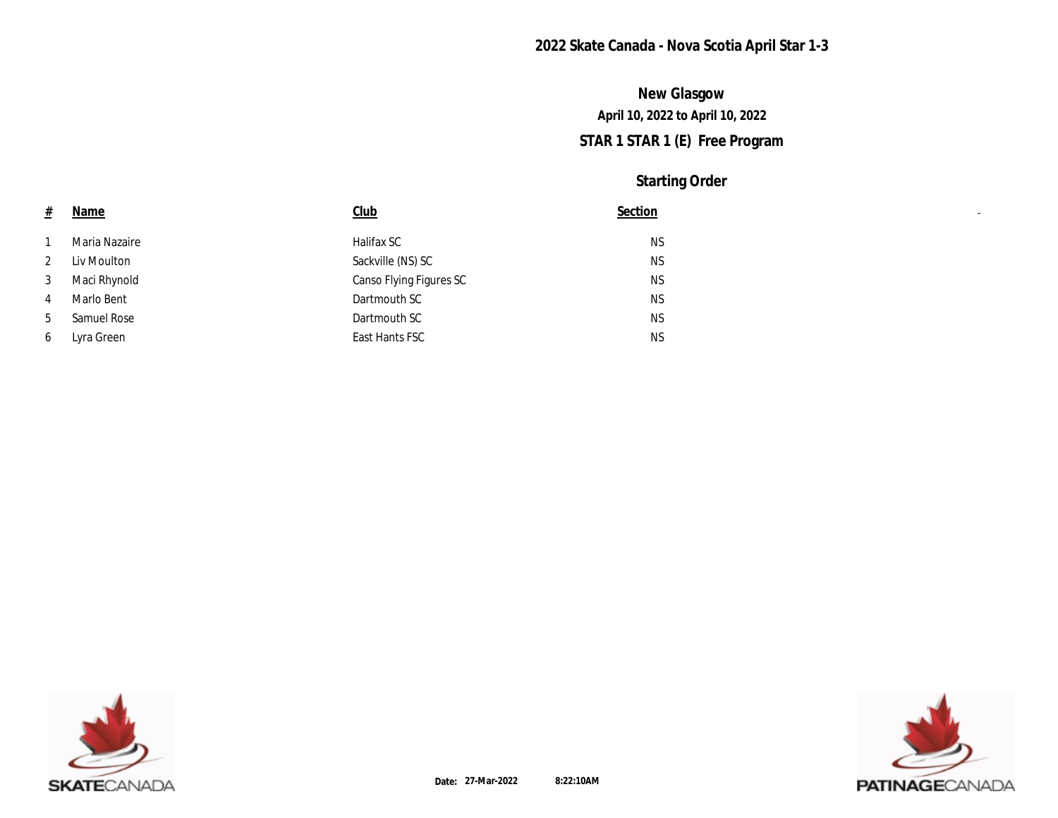# 2022 Skate Canada - Nova Scotia April Star 1-3

## New Glasgow

**April 10, 2022 to April 10, 2022**

## STAR 1 STAR 1 (E) Free Program

### Starting Order

| # | Name | Club | Section |
|---|---|---|---|
| 1 | Maria Nazaire | Halifax SC | NS |
| 2 | Liv Moulton | Sackville (NS) SC | NS |
| 3 | Maci Rhynold | Canso Flying Figures SC | NS |
| 4 | Marlo Bent | Dartmouth SC | NS |
| 5 | Samuel Rose | Dartmouth SC | NS |
| 6 | Lyra Green | East Hants FSC | NS |

**Date: 27-Mar-2022 8:22:10AM**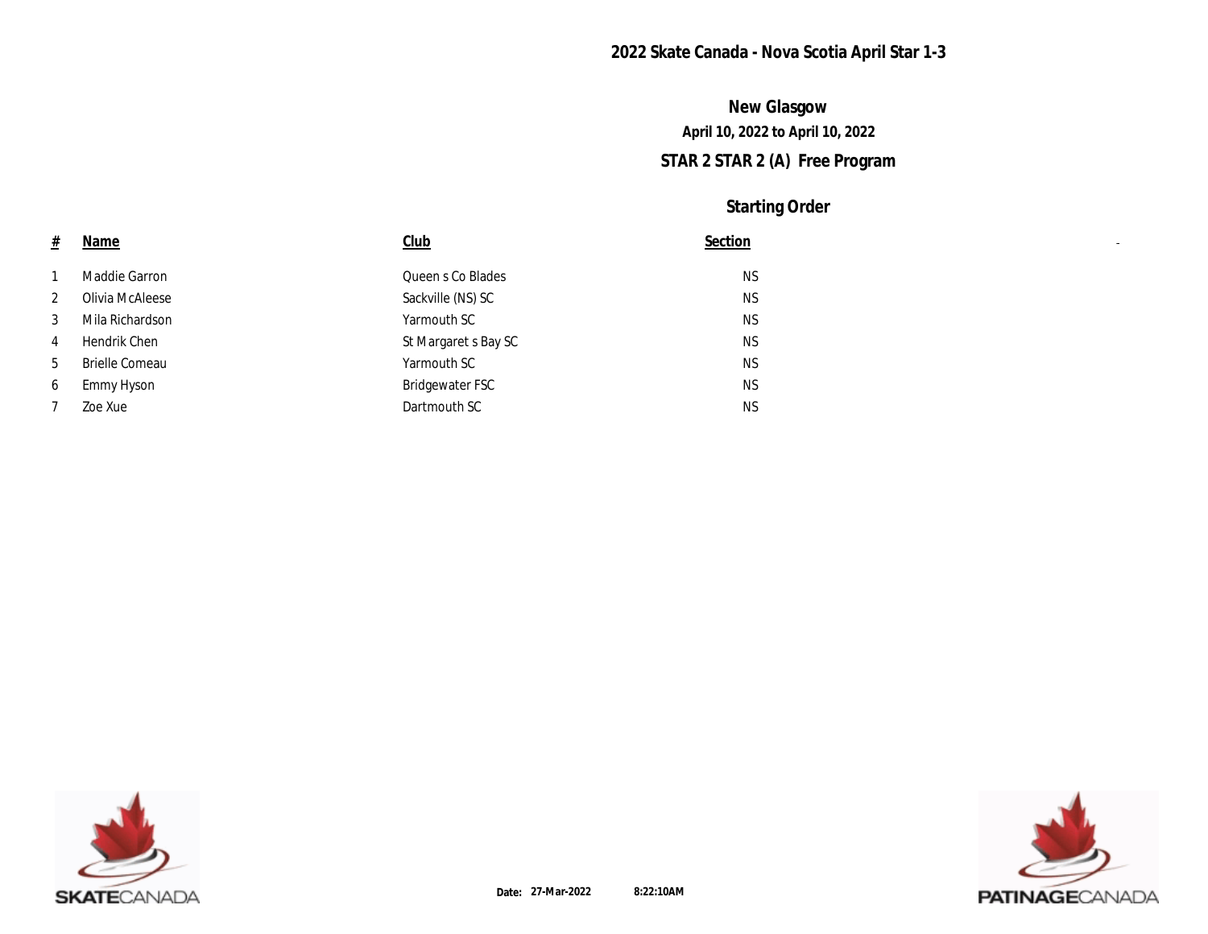# 2022 Skate Canada - Nova Scotia April Star 1-3

## New Glasgow

April 10, 2022 to April 10, 2022

### STAR 2 STAR 2 (A) Free Program

### Starting Order

| # | Name | Club | Section |
|---|---|---|---|
| 1 | Maddie Garron | Queen s Co Blades | NS |
| 2 | Olivia McAleese | Sackville (NS) SC | NS |
| 3 | Mila Richardson | Yarmouth SC | NS |
| 4 | Hendrik Chen | St Margaret s Bay SC | NS |
| 5 | Brielle Comeau | Yarmouth SC | NS |
| 6 | Emmy Hyson | Bridgewater FSC | NS |
| 7 | Zoe Xue | Dartmouth SC | NS |

SKATECANADA

**Date:** 27-Mar-2022 8:22:10AM

PATINAGECANADA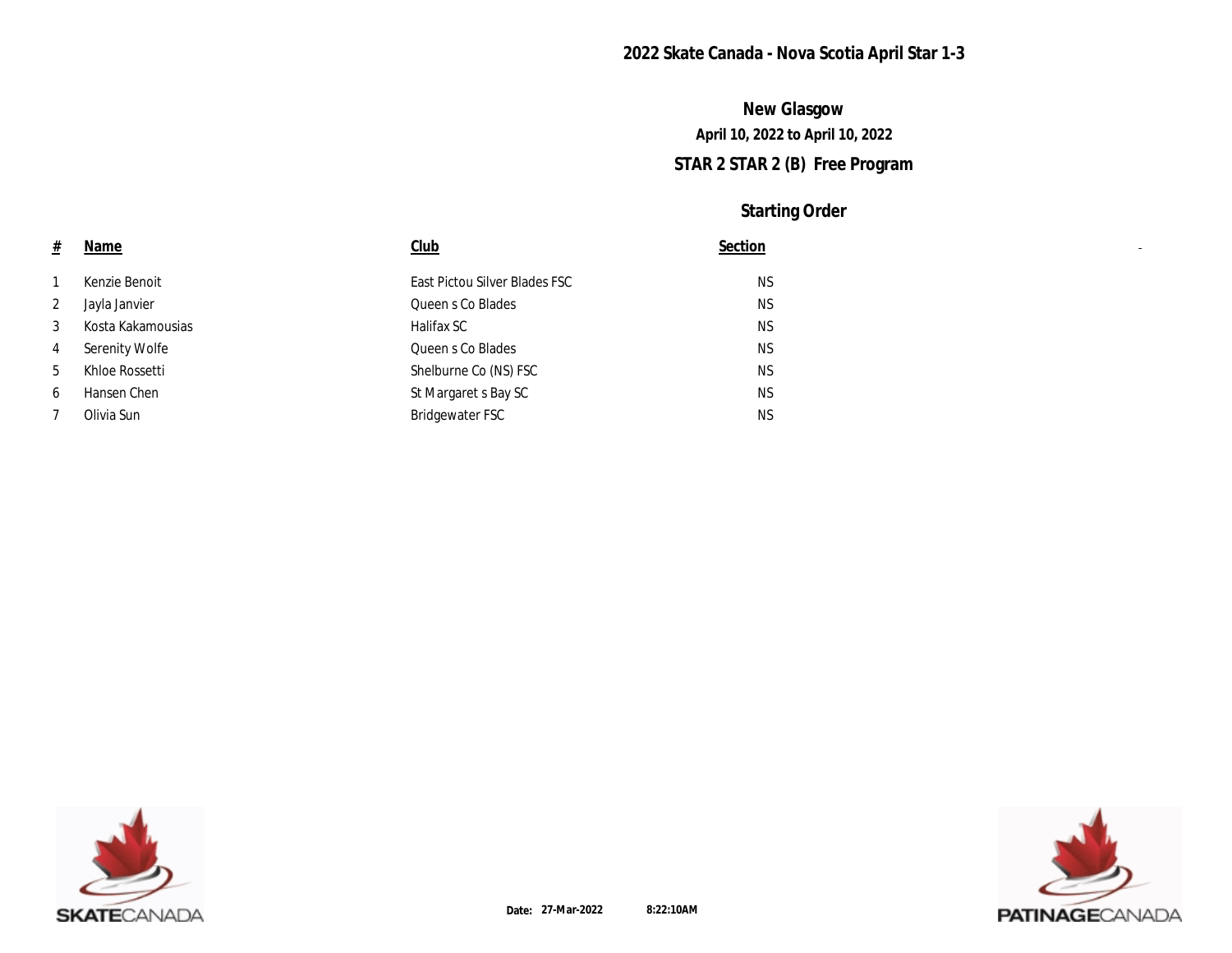## 2022 Skate Canada - Nova Scotia April Star 1-3

### New Glasgow

**April 10, 2022 to April 10, 2022**

### STAR 2 STAR 2 (B) Free Program

### Starting Order

| # | Name | Club | Section |
|---|---|---|---|
| 1 | Kenzie Benoit | East Pictou Silver Blades FSC | NS |
| 2 | Jayla Janvier | Queen s Co Blades | NS |
| 3 | Kosta Kakamousias | Halifax SC | NS |
| 4 | Serenity Wolfe | Queen s Co Blades | NS |
| 5 | Khloe Rossetti | Shelburne Co (NS) FSC | NS |
| 6 | Hansen Chen | St Margaret s Bay SC | NS |
| 7 | Olivia Sun | Bridgewater FSC | NS |

**Date:** 27-Mar-2022 8:22:10AM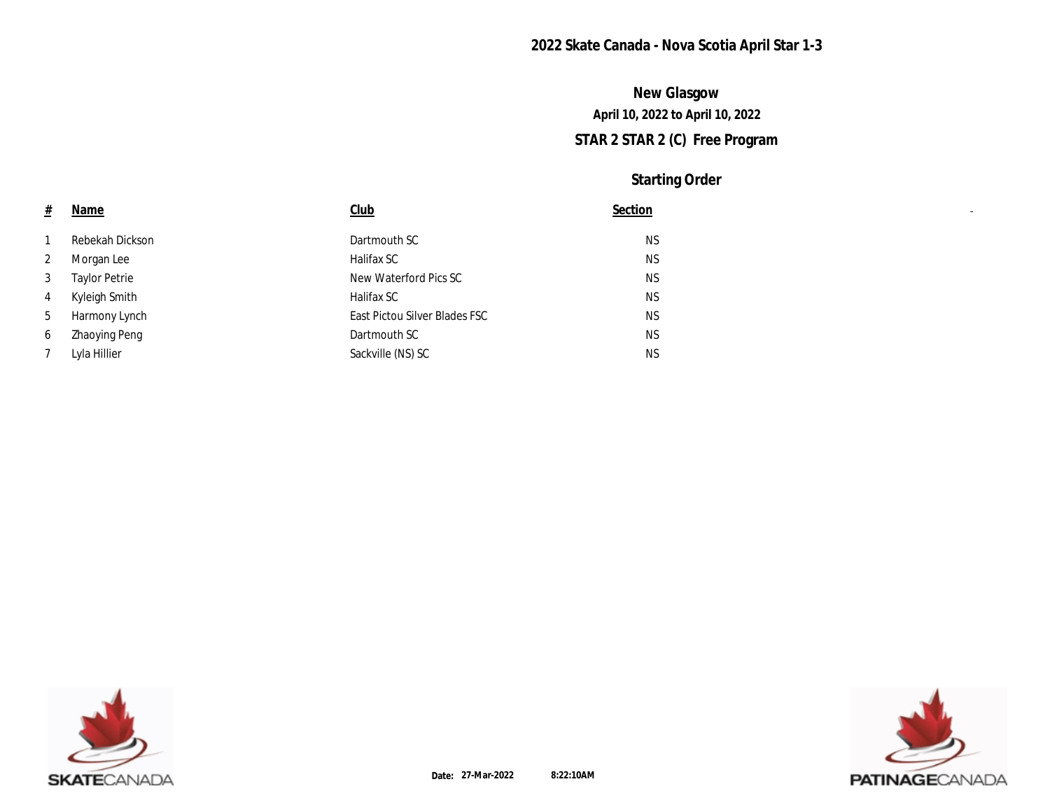# 2022 Skate Canada - Nova Scotia April Star 1-3

## New Glasgow

**April 10, 2022 to April 10, 2022**

## STAR 2 STAR 2 (C) Free Program

### Starting Order

| # | Name | Club | Section |
|---|---|---|---|
| 1 | Rebekah Dickson | Dartmouth SC | NS |
| 2 | Morgan Lee | Halifax SC | NS |
| 3 | Taylor Petrie | New Waterford Pics SC | NS |
| 4 | Kyleigh Smith | Halifax SC | NS |
| 5 | Harmony Lynch | East Pictou Silver Blades FSC | NS |
| 6 | Zhaoying Peng | Dartmouth SC | NS |
| 7 | Lyla Hillier | Sackville (NS) SC | NS |

**Date:** 27-Mar-2022 8:22:10AM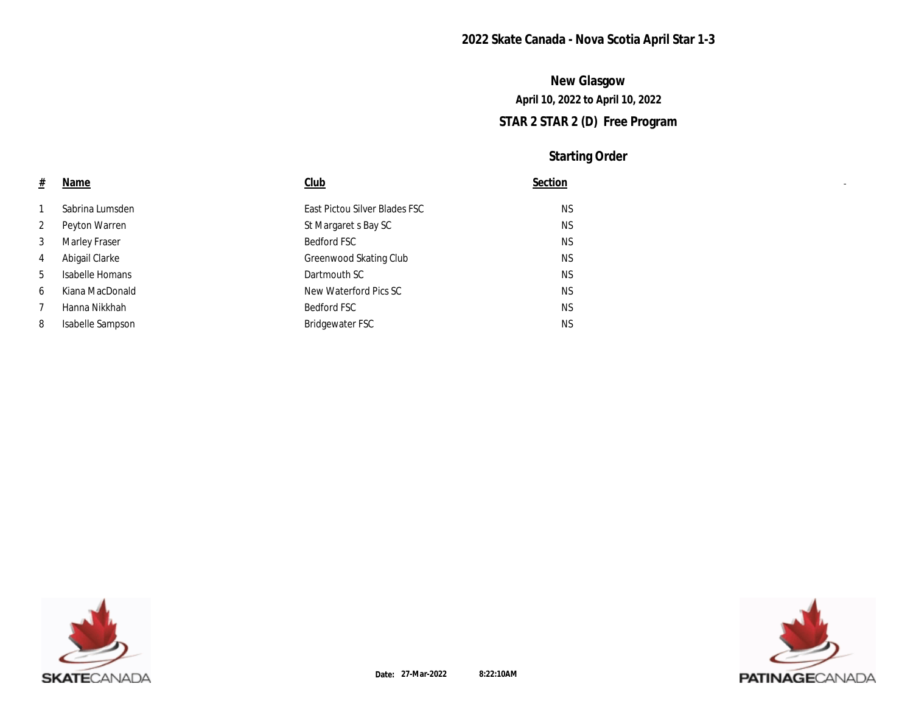# 2022 Skate Canada - Nova Scotia April Star 1-3

## New Glasgow

**April 10, 2022 to April 10, 2022**

## STAR 2 STAR 2 (D) Free Program

### Starting Order

| # | Name | Club | Section |
|---|---|---|---|
| 1 | Sabrina Lumsden | East Pictou Silver Blades FSC | NS |
| 2 | Peyton Warren | St Margaret s Bay SC | NS |
| 3 | Marley Fraser | Bedford FSC | NS |
| 4 | Abigail Clarke | Greenwood Skating Club | NS |
| 5 | Isabelle Homans | Dartmouth SC | NS |
| 6 | Kiana MacDonald | New Waterford Pics SC | NS |
| 7 | Hanna Nikkhah | Bedford FSC | NS |
| 8 | Isabelle Sampson | Bridgewater FSC | NS |

**Date:** 27-Mar-2022 8:22:10AM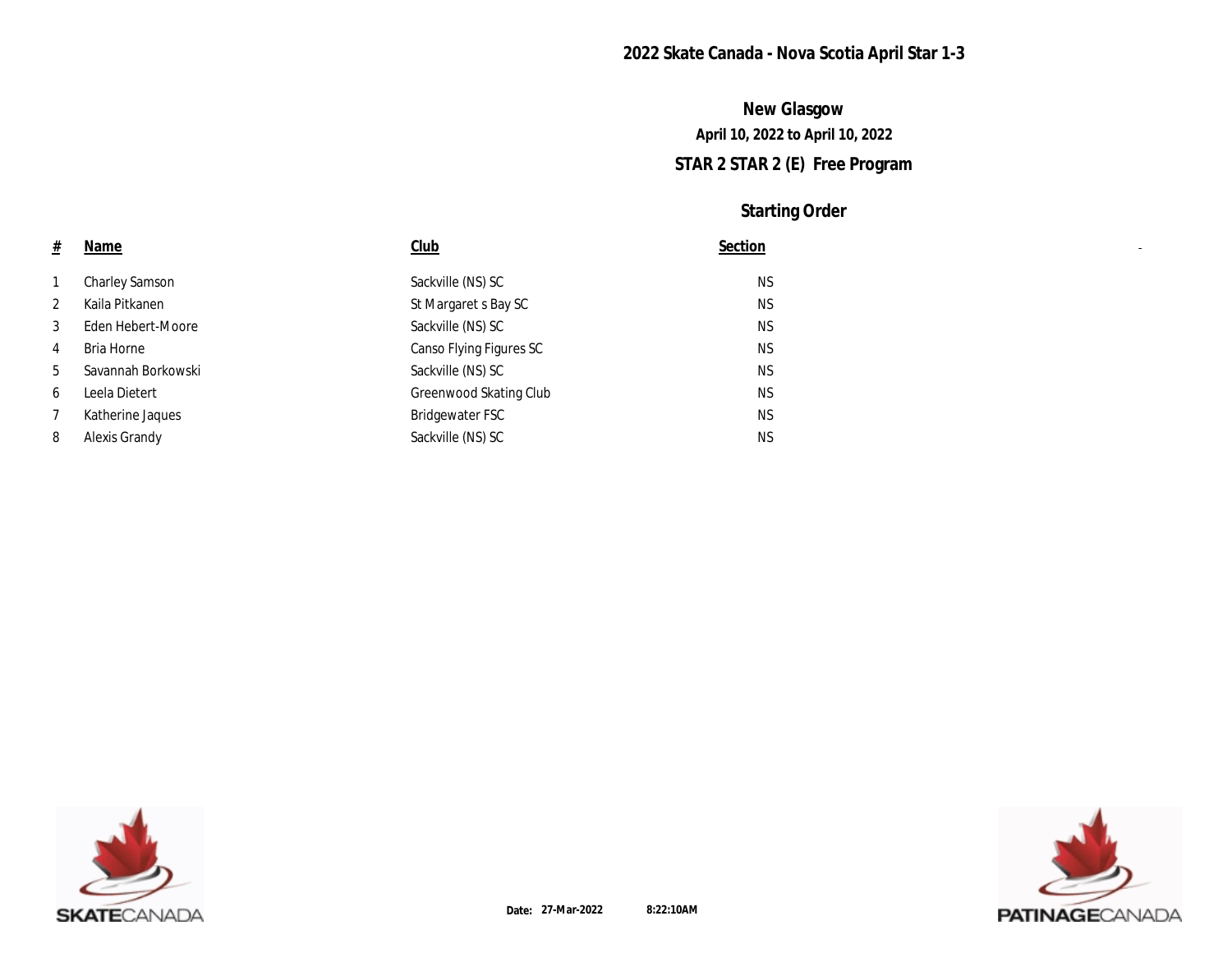# 2022 Skate Canada - Nova Scotia April Star 1-3

## New Glasgow

**April 10, 2022 to April 10, 2022**

## STAR 2 STAR 2 (E) Free Program

### Starting Order

| # | Name | Club | Section |
|---|---|---|---|
| 1 | Charley Samson | Sackville (NS) SC | NS |
| 2 | Kaila Pitkanen | St Margaret s Bay SC | NS |
| 3 | Eden Hebert-Moore | Sackville (NS) SC | NS |
| 4 | Bria Horne | Canso Flying Figures SC | NS |
| 5 | Savannah Borkowski | Sackville (NS) SC | NS |
| 6 | Leela Dietert | Greenwood Skating Club | NS |
| 7 | Katherine Jaques | Bridgewater FSC | NS |
| 8 | Alexis Grandy | Sackville (NS) SC | NS |

**Date:** 27-Mar-2022 8:22:10AM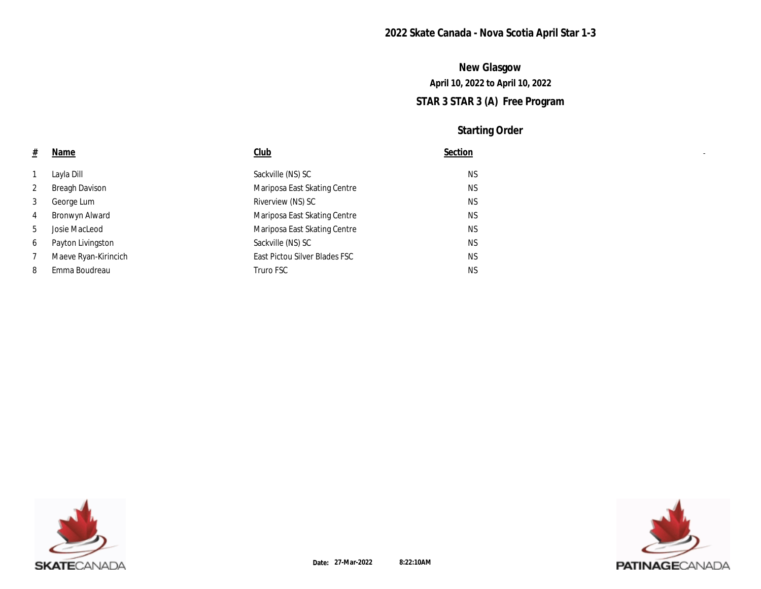# 2022 Skate Canada - Nova Scotia April Star 1-3

## New Glasgow

April 10, 2022 to April 10, 2022

## STAR 3 STAR 3 (A) Free Program

### Starting Order

| # | Name | Club | Section |
|---|---|---|---|
| 1 | Layla Dill | Sackville (NS) SC | NS |
| 2 | Breagh Davison | Mariposa East Skating Centre | NS |
| 3 | George Lum | Riverview (NS) SC | NS |
| 4 | Bronwyn Alward | Mariposa East Skating Centre | NS |
| 5 | Josie MacLeod | Mariposa East Skating Centre | NS |
| 6 | Payton Livingston | Sackville (NS) SC | NS |
| 7 | Maeve Ryan-Kirincich | East Pictou Silver Blades FSC | NS |
| 8 | Emma Boudreau | Truro FSC | NS |

SKATECANADA

**Date:** 27-Mar-2022 8:22:10AM

PATINAGECANADA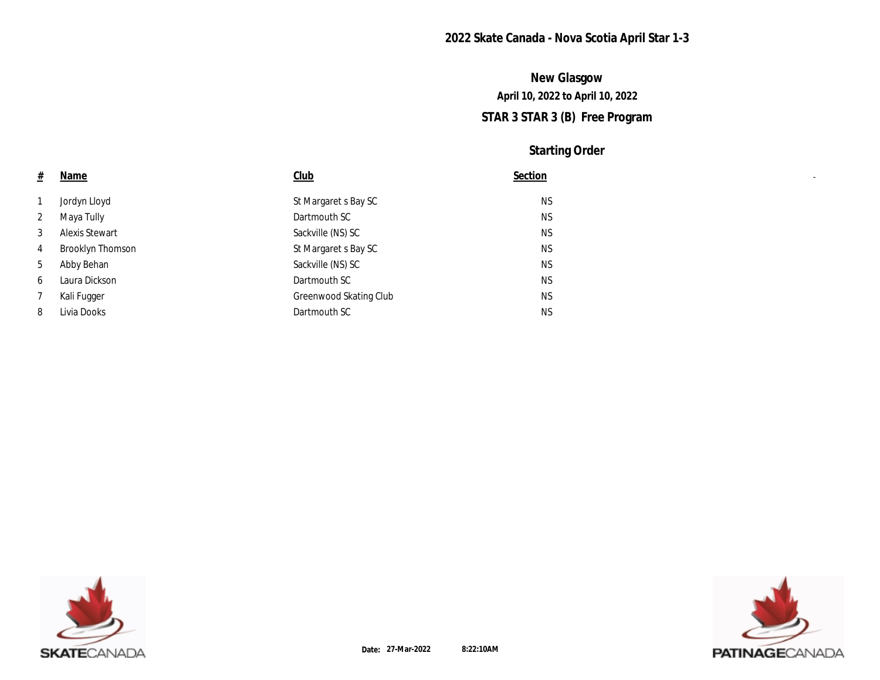## 2022 Skate Canada - Nova Scotia April Star 1-3

### New Glasgow

**April 10, 2022 to April 10, 2022**

### STAR 3 STAR 3 (B) Free Program

### Starting Order

| # | Name | Club | Section |
|---|---|---|---|
| 1 | Jordyn Lloyd | St Margaret s Bay SC | NS |
| 2 | Maya Tully | Dartmouth SC | NS |
| 3 | Alexis Stewart | Sackville (NS) SC | NS |
| 4 | Brooklyn Thomson | St Margaret s Bay SC | NS |
| 5 | Abby Behan | Sackville (NS) SC | NS |
| 6 | Laura Dickson | Dartmouth SC | NS |
| 7 | Kali Fugger | Greenwood Skating Club | NS |
| 8 | Livia Dooks | Dartmouth SC | NS |

**Date:** 27-Mar-2022 8:22:10AM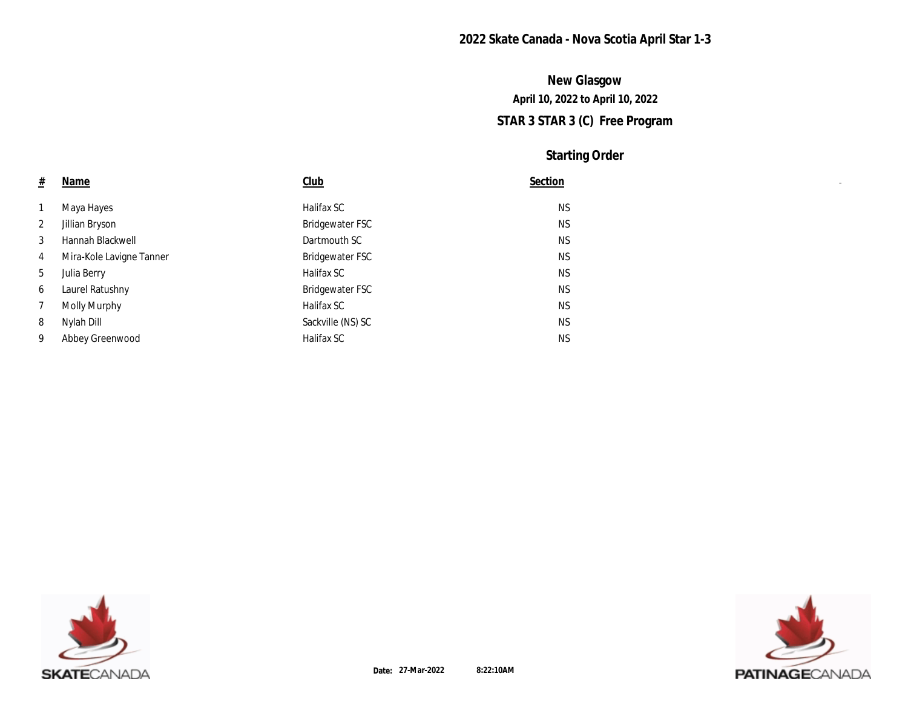# 2022 Skate Canada - Nova Scotia April Star 1-3

## New Glasgow

**April 10, 2022 to April 10, 2022**

## STAR 3 STAR 3 (C) Free Program

### Starting Order

| # | Name | Club | Section |
|---|---|---|---|
| 1 | Maya Hayes | Halifax SC | NS |
| 2 | Jillian Bryson | Bridgewater FSC | NS |
| 3 | Hannah Blackwell | Dartmouth SC | NS |
| 4 | Mira-Kole Lavigne Tanner | Bridgewater FSC | NS |
| 5 | Julia Berry | Halifax SC | NS |
| 6 | Laurel Ratushny | Bridgewater FSC | NS |
| 7 | Molly Murphy | Halifax SC | NS |
| 8 | Nylah Dill | Sackville (NS) SC | NS |
| 9 | Abbey Greenwood | Halifax SC | NS |

**Date: 27-Mar-2022** **8:22:10AM**